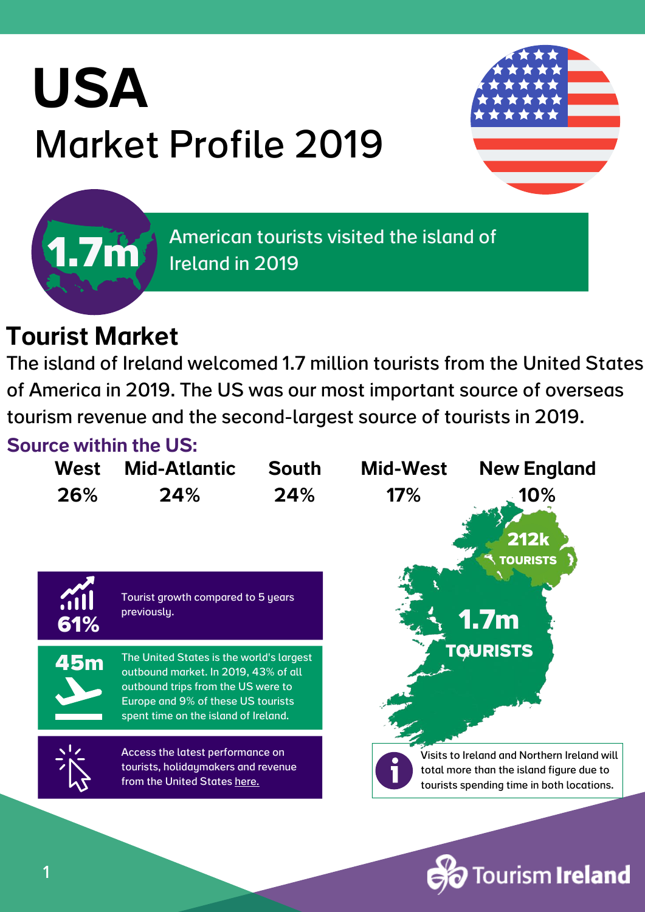# USA

## Market Profile 2019

**1.7m** American tourists visited the island of Ireland in 2019

## Tourist Market

The island of Ireland welcomed 1.7 million tourists from the United States of America in 2019. The US was our most important source of overseas tourism revenue and the second-largest source of tourists in 2019.

### Source within the US:

| West | Mid-Atlantic | South | Mid-West | New England |
|---|---|---|---|---|
| 26% | 24% | 24% | 17% | 10% |

**61%** Tourist growth compared to 5 years previously.

**45m** The United States is the world's largest outbound market. In 2019, 43% of all outbound trips from the US were to Europe and 9% of these US tourists spent time on the island of Ireland.

Access the latest performance on tourists, holidaymakers and revenue from the United States here.

**212k TOURISTS**

**1.7m TOURISTS**

Visits to Ireland and Northern Ireland will total more than the island figure due to tourists spending time in both locations.

Tourism Ireland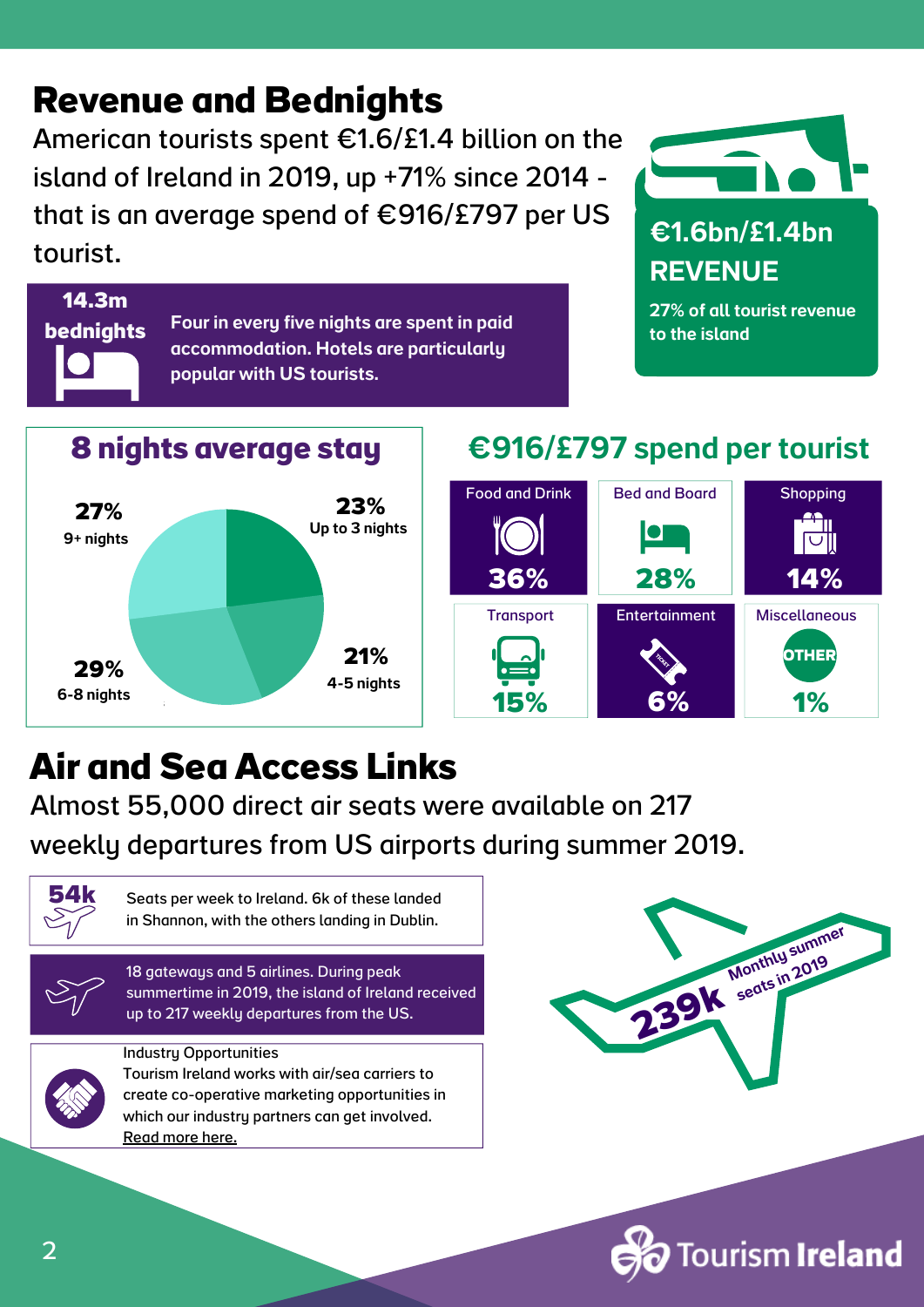# Revenue and Bednights

American tourists spent €1.6/£1.4 billion on the island of Ireland in 2019, up +71% since 2014 - that is an average spend of €916/£797 per US tourist.

**14.3m bednights**

**Four in every five nights are spent in paid accommodation. Hotels are particularly popular with US tourists.**

**€1.6bn/£1.4bn REVENUE**

**27% of all tourist revenue to the island**

## 8 nights average stay

| Length of stay | Share |
| --- | --- |
| Up to 3 nights | 23% |
| 4-5 nights | 21% |
| 6-8 nights | 29% |
| 9+ nights | 27% |

## €916/£797 spend per tourist

| Category | Share |
| --- | --- |
| Food and Drink | 36% |
| Bed and Board | 28% |
| Shopping | 14% |
| Transport | 15% |
| Entertainment | 6% |
| Miscellaneous | 1% |

# Air and Sea Access Links

Almost 55,000 direct air seats were available on 217 weekly departures from US airports during summer 2019.

**54k** Seats per week to Ireland. 6k of these landed in Shannon, with the others landing in Dublin.

18 gateways and 5 airlines. During peak summertime in 2019, the island of Ireland received up to 217 weekly departures from the US.

Industry Opportunities
Tourism Ireland works with air/sea carriers to create co-operative marketing opportunities in which our industry partners can get involved.
Read more here.

**239k** Monthly summer seats in 2019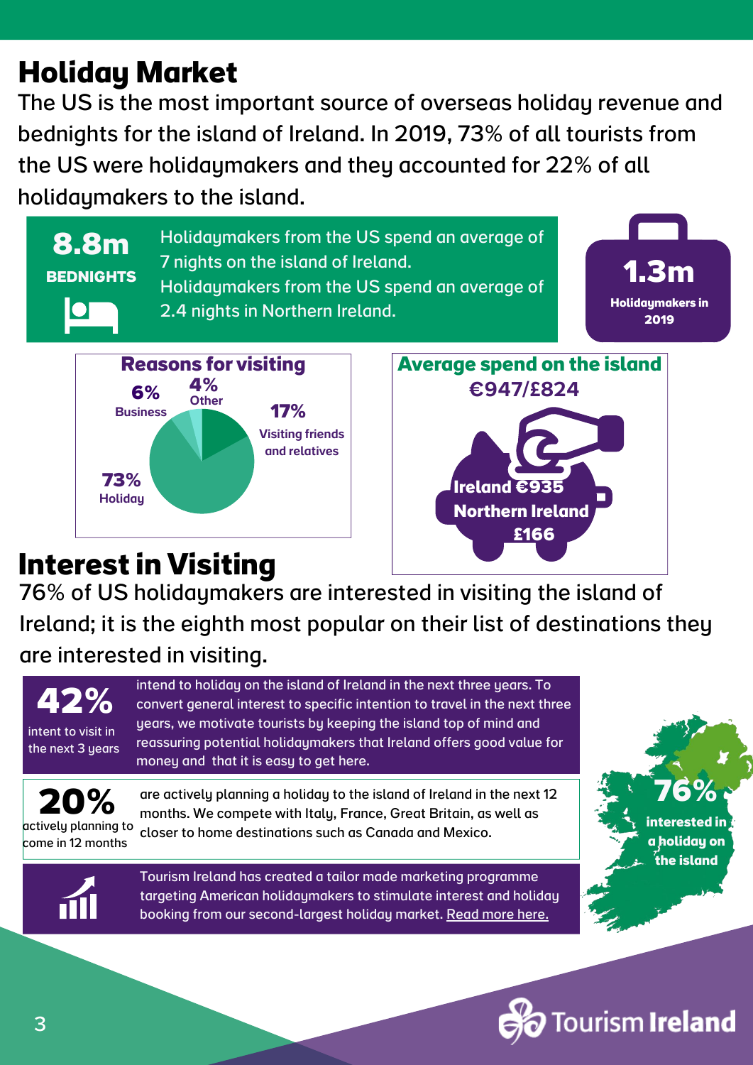## Holiday Market

The US is the most important source of overseas holiday revenue and bednights for the island of Ireland. In 2019, 73% of all tourists from the US were holidaymakers and they accounted for 22% of all holidaymakers to the island.

**8.8m**
**BEDNIGHTS**

Holidaymakers from the US spend an average of 7 nights on the island of Ireland.
Holidaymakers from the US spend an average of 2.4 nights in Northern Ireland.

**1.3m**
**Holidaymakers in 2019**

### Reasons for visiting

- **73%** Holiday
- **17%** Visiting friends and relatives
- **6%** Business
- **4%** Other

### Average spend on the island

**€947/£824**

**Ireland €935**
**Northern Ireland £166**

## Interest in Visiting

76% of US holidaymakers are interested in visiting the island of Ireland; it is the eighth most popular on their list of destinations they are interested in visiting.

**42%** intent to visit in the next 3 years

intend to holiday on the island of Ireland in the next three years. To convert general interest to specific intention to travel in the next three years, we motivate tourists by keeping the island top of mind and reassuring potential holidaymakers that Ireland offers good value for money and that it is easy to get here.

**20%** actively planning to come in 12 months

are actively planning a holiday to the island of Ireland in the next 12 months. We compete with Italy, France, Great Britain, as well as closer to home destinations such as Canada and Mexico.

Tourism Ireland has created a tailor made marketing programme targeting American holidaymakers to stimulate interest and holiday booking from our second-largest holiday market. Read more here.

**76%** interested in a holiday on the island

Tourism Ireland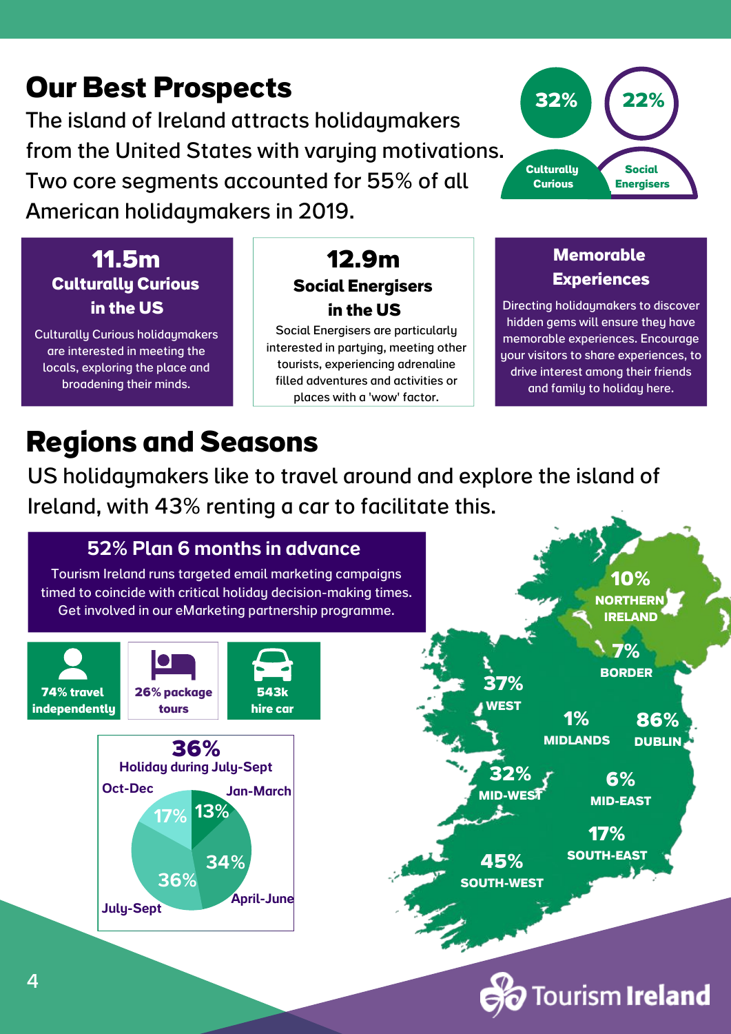# Our Best Prospects

The island of Ireland attracts holidaymakers from the United States with varying motivations. Two core segments accounted for 55% of all American holidaymakers in 2019.

**32%** Culturally Curious

**22%** Social Energisers

### 11.5m Culturally Curious in the US

Culturally Curious holidaymakers are interested in meeting the locals, exploring the place and broadening their minds.

### 12.9m Social Energisers in the US

Social Energisers are particularly interested in partying, meeting other tourists, experiencing adrenaline filled adventures and activities or places with a 'wow' factor.

### Memorable Experiences

Directing holidaymakers to discover hidden gems will ensure they have memorable experiences. Encourage your visitors to share experiences, to drive interest among their friends and family to holiday here.

# Regions and Seasons

US holidaymakers like to travel around and explore the island of Ireland, with 43% renting a car to facilitate this.

### 52% Plan 6 months in advance

Tourism Ireland runs targeted email marketing campaigns timed to coincide with critical holiday decision-making times. Get involved in our eMarketing partnership programme.

- **74% travel independently**
- **26% package tours**
- **543k hire car**

**36%** Holiday during July-Sept

| Season | Share |
|---|---|
| Jan-March | 13% |
| April-June | 34% |
| July-Sept | 36% |
| Oct-Dec | 17% |

| Region | Share |
|---|---|
| Northern Ireland | 10% |
| Border | 7% |
| West | 37% |
| Midlands | 1% |
| Dublin | 86% |
| Mid-West | 32% |
| Mid-East | 6% |
| South-East | 17% |
| South-West | 45% |

Tourism Ireland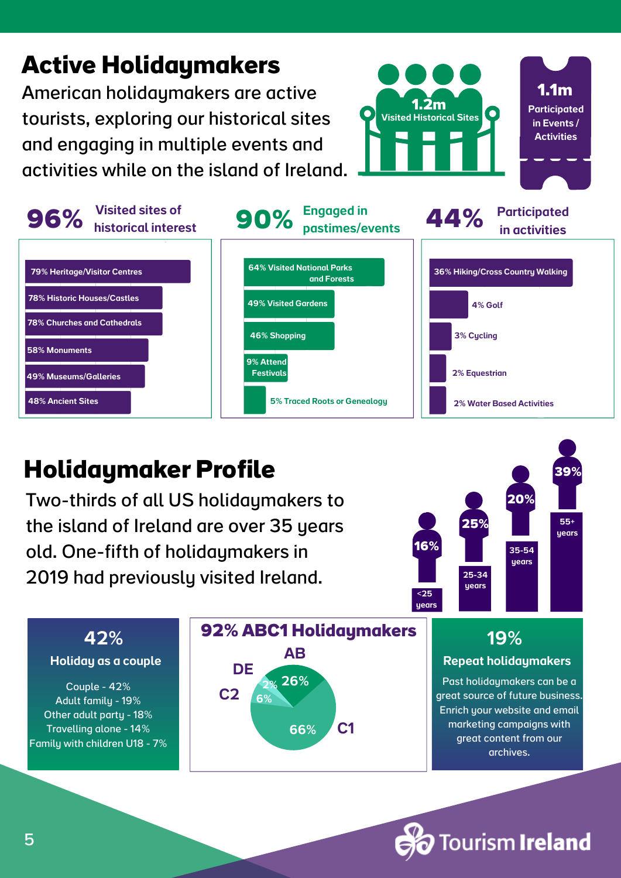# Active Holidaymakers

American holidaymakers are active tourists, exploring our historical sites and engaging in multiple events and activities while on the island of Ireland.

**1.2m** Visited Historical Sites

**1.1m** Participated in Events / Activities

## 96% Visited sites of historical interest

- 79% Heritage/Visitor Centres
- 78% Historic Houses/Castles
- 78% Churches and Cathedrals
- 58% Monuments
- 49% Museums/Galleries
- 48% Ancient Sites

## 90% Engaged in pastimes/events

- 64% Visited National Parks and Forests
- 49% Visited Gardens
- 46% Shopping
- 9% Attend Festivals
- 5% Traced Roots or Genealogy

## 44% Participated in activities

- 36% Hiking/Cross Country Walking
- 4% Golf
- 3% Cycling
- 2% Equestrian
- 2% Water Based Activities

# Holidaymaker Profile

Two-thirds of all US holidaymakers to the island of Ireland are over 35 years old. One-fifth of holidaymakers in 2019 had previously visited Ireland.

| Age | Share |
| --- | --- |
| <25 years | 16% |
| 25-34 years | 25% |
| 35-54 years | 20% |
| 55+ years | 39% |

## 42% Holiday as a couple

- Couple - 42%
- Adult family - 19%
- Other adult party - 18%
- Travelling alone - 14%
- Family with children U18 - 7%

## 92% ABC1 Holidaymakers

| Group | Share |
| --- | --- |
| AB | 26% |
| C1 | 66% |
| C2 | 6% |
| DE | 2% |

## 19% Repeat holidaymakers

Past holidaymakers can be a great source of future business. Enrich your website and email marketing campaigns with great content from our archives.

Tourism Ireland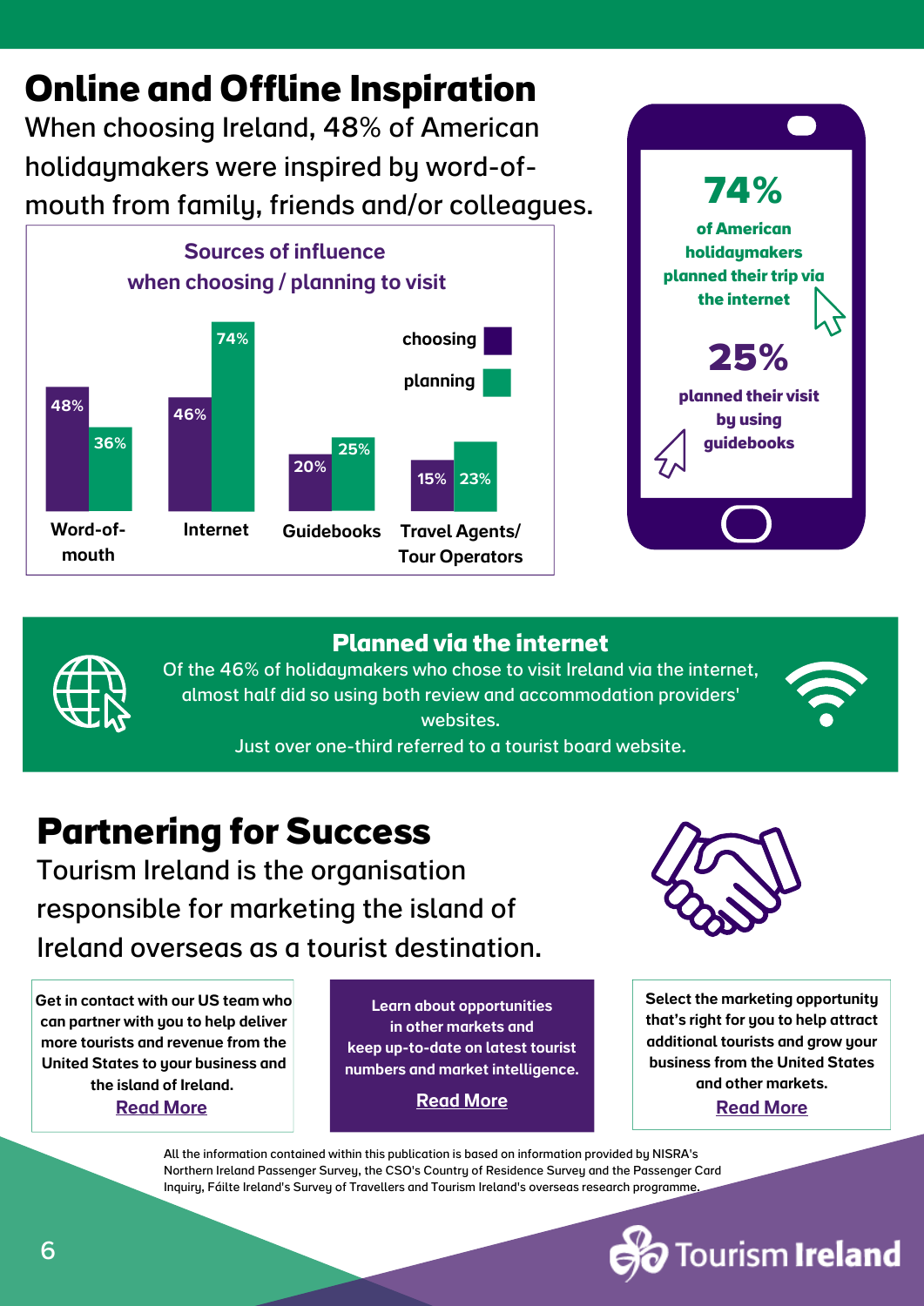# Online and Offline Inspiration

When choosing Ireland, 48% of American holidaymakers were inspired by word-of-mouth from family, friends and/or colleagues.

Sources of influence
when choosing / planning to visit

choosing
planning

48%
36%
Word-of-mouth

46%
74%
Internet

20%
25%
Guidebooks

15%
23%
Travel Agents/ Tour Operators

**74%**
**of American holidaymakers planned their trip via the internet**

**25%**
**planned their visit by using guidebooks**

## Planned via the internet

Of the 46% of holidaymakers who chose to visit Ireland via the internet, almost half did so using both review and accommodation providers' websites.

Just over one-third referred to a tourist board website.

# Partnering for Success

Tourism Ireland is the organisation responsible for marketing the island of Ireland overseas as a tourist destination.

**Get in contact with our US team who can partner with you to help deliver more tourists and revenue from the United States to your business and the island of Ireland.**
[Read More]

**Learn about opportunities in other markets and keep up-to-date on latest tourist numbers and market intelligence.**
[Read More]

**Select the marketing opportunity that's right for you to help attract additional tourists and grow your business from the United States and other markets.**
[Read More]

All the information contained within this publication is based on information provided by NISRA's Northern Ireland Passenger Survey, the CSO's Country of Residence Survey and the Passenger Card Inquiry, Fáilte Ireland's Survey of Travellers and Tourism Ireland's overseas research programme.

Tourism Ireland